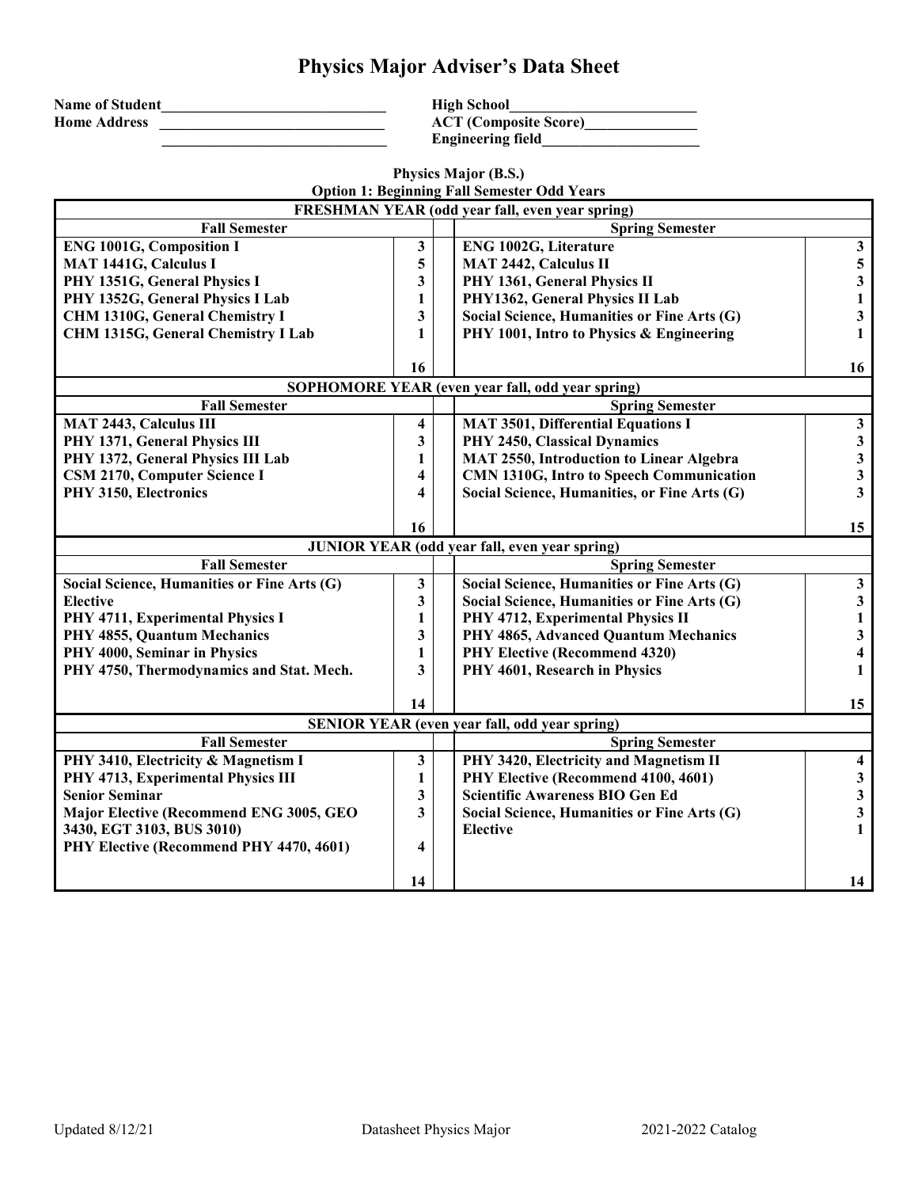# Physics Major Adviser's Data Sheet

**Name of Student**______________________________ **High School**__________________________

**Home Address** ______________________________ **ACT (Composite Score)**_______________

______________________________ **Engineering field**_____________________

**Physics Major (B.S.)**

**Option 1: Beginning Fall Semester Odd Years**

| FRESHMAN YEAR (odd year fall, even year spring) | | | |
|---|---|---|---|
| **Fall Semester** | | **Spring Semester** | |
| ENG 1001G, Composition I | 3 | ENG 1002G, Literature | 3 |
| MAT 1441G, Calculus I | 5 | MAT 2442, Calculus II | 5 |
| PHY 1351G, General Physics I | 3 | PHY 1361, General Physics II | 3 |
| PHY 1352G, General Physics I Lab | 1 | PHY1362, General Physics II Lab | 1 |
| CHM 1310G, General Chemistry I | 3 | Social Science, Humanities or Fine Arts (G) | 3 |
| CHM 1315G, General Chemistry I Lab | 1 | PHY 1001, Intro to Physics & Engineering | 1 |
| | 16 | | 16 |
| **SOPHOMORE YEAR (even year fall, odd year spring)** | | | |
| **Fall Semester** | | **Spring Semester** | |
| MAT 2443, Calculus III | 4 | MAT 3501, Differential Equations I | 3 |
| PHY 1371, General Physics III | 3 | PHY 2450, Classical Dynamics | 3 |
| PHY 1372, General Physics III Lab | 1 | MAT 2550, Introduction to Linear Algebra | 3 |
| CSM 2170, Computer Science I | 4 | CMN 1310G, Intro to Speech Communication | 3 |
| PHY 3150, Electronics | 4 | Social Science, Humanities, or Fine Arts (G) | 3 |
| | 16 | | 15 |
| **JUNIOR YEAR (odd year fall, even year spring)** | | | |
| **Fall Semester** | | **Spring Semester** | |
| Social Science, Humanities or Fine Arts (G) | 3 | Social Science, Humanities or Fine Arts (G) | 3 |
| Elective | 3 | Social Science, Humanities or Fine Arts (G) | 3 |
| PHY 4711, Experimental Physics I | 1 | PHY 4712, Experimental Physics II | 1 |
| PHY 4855, Quantum Mechanics | 3 | PHY 4865, Advanced Quantum Mechanics | 3 |
| PHY 4000, Seminar in Physics | 1 | PHY Elective (Recommend 4320) | 4 |
| PHY 4750, Thermodynamics and Stat. Mech. | 3 | PHY 4601, Research in Physics | 1 |
| | 14 | | 15 |
| **SENIOR YEAR (even year fall, odd year spring)** | | | |
| **Fall Semester** | | **Spring Semester** | |
| PHY 3410, Electricity & Magnetism I | 3 | PHY 3420, Electricity and Magnetism II | 4 |
| PHY 4713, Experimental Physics III | 1 | PHY Elective (Recommend 4100, 4601) | 3 |
| Senior Seminar | 3 | Scientific Awareness BIO Gen Ed | 3 |
| Major Elective (Recommend ENG 3005, GEO 3430, EGT 3103, BUS 3010) | 3 | Social Science, Humanities or Fine Arts (G) | 3 |
| PHY Elective (Recommend PHY 4470, 4601) | 4 | Elective | 1 |
| | 14 | | 14 |

Updated 8/12/21 Datasheet Physics Major 2021-2022 Catalog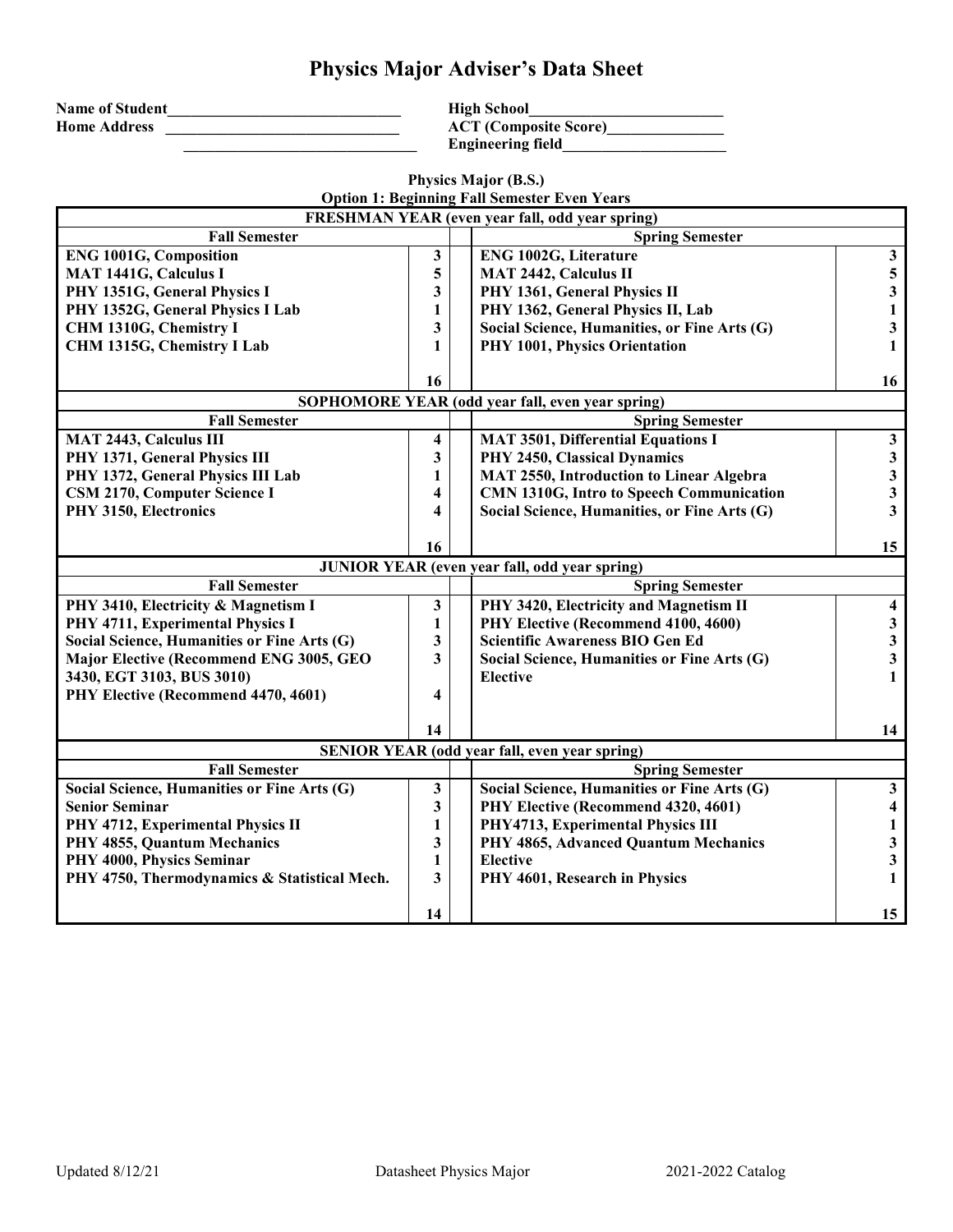# Physics Major Adviser's Data Sheet

**Name of Student**______________________________ **High School**_________________________

**Home Address** ______________________________ **ACT (Composite Score)**_______________

______________________________ **Engineering field**_____________________

**Physics Major (B.S.)**

**Option 1: Beginning Fall Semester Even Years**

| | | | | |
|---|---|---|---|---|
| **FRESHMAN YEAR (even year fall, odd year spring)** | | | | |
| **Fall Semester** | | | **Spring Semester** | |
| **ENG 1001G, Composition** | **3** | | **ENG 1002G, Literature** | **3** |
| **MAT 1441G, Calculus I** | **5** | | **MAT 2442, Calculus II** | **5** |
| **PHY 1351G, General Physics I** | **3** | | **PHY 1361, General Physics II** | **3** |
| **PHY 1352G, General Physics I Lab** | **1** | | **PHY 1362, General Physics II, Lab** | **1** |
| **CHM 1310G, Chemistry I** | **3** | | **Social Science, Humanities, or Fine Arts (G)** | **3** |
| **CHM 1315G, Chemistry I Lab** | **1** | | **PHY 1001, Physics Orientation** | **1** |
| | **16** | | | **16** |
| **SOPHOMORE YEAR (odd year fall, even year spring)** | | | | |
| **Fall Semester** | | | **Spring Semester** | |
| **MAT 2443, Calculus III** | **4** | | **MAT 3501, Differential Equations I** | **3** |
| **PHY 1371, General Physics III** | **3** | | **PHY 2450, Classical Dynamics** | **3** |
| **PHY 1372, General Physics III Lab** | **1** | | **MAT 2550, Introduction to Linear Algebra** | **3** |
| **CSM 2170, Computer Science I** | **4** | | **CMN 1310G, Intro to Speech Communication** | **3** |
| **PHY 3150, Electronics** | **4** | | **Social Science, Humanities, or Fine Arts (G)** | **3** |
| | **16** | | | **15** |
| **JUNIOR YEAR (even year fall, odd year spring)** | | | | |
| **Fall Semester** | | | **Spring Semester** | |
| **PHY 3410, Electricity & Magnetism I** | **3** | | **PHY 3420, Electricity and Magnetism II** | **4** |
| **PHY 4711, Experimental Physics I** | **1** | | **PHY Elective (Recommend 4100, 4600)** | **3** |
| **Social Science, Humanities or Fine Arts (G)** | **3** | | **Scientific Awareness BIO Gen Ed** | **3** |
| **Major Elective (Recommend ENG 3005, GEO 3430, EGT 3103, BUS 3010)** | **3** | | **Social Science, Humanities or Fine Arts (G)** | **3** |
| **PHY Elective (Recommend 4470, 4601)** | **4** | | **Elective** | **1** |
| | **14** | | | **14** |
| **SENIOR YEAR (odd year fall, even year spring)** | | | | |
| **Fall Semester** | | | **Spring Semester** | |
| **Social Science, Humanities or Fine Arts (G)** | **3** | | **Social Science, Humanities or Fine Arts (G)** | **3** |
| **Senior Seminar** | **3** | | **PHY Elective (Recommend 4320, 4601)** | **4** |
| **PHY 4712, Experimental Physics II** | **1** | | **PHY4713, Experimental Physics III** | **1** |
| **PHY 4855, Quantum Mechanics** | **3** | | **PHY 4865, Advanced Quantum Mechanics** | **3** |
| **PHY 4000, Physics Seminar** | **1** | | **Elective** | **3** |
| **PHY 4750, Thermodynamics & Statistical Mech.** | **3** | | **PHY 4601, Research in Physics** | **1** |
| | **14** | | | **15** |

Updated 8/12/21 Datasheet Physics Major 2021-2022 Catalog